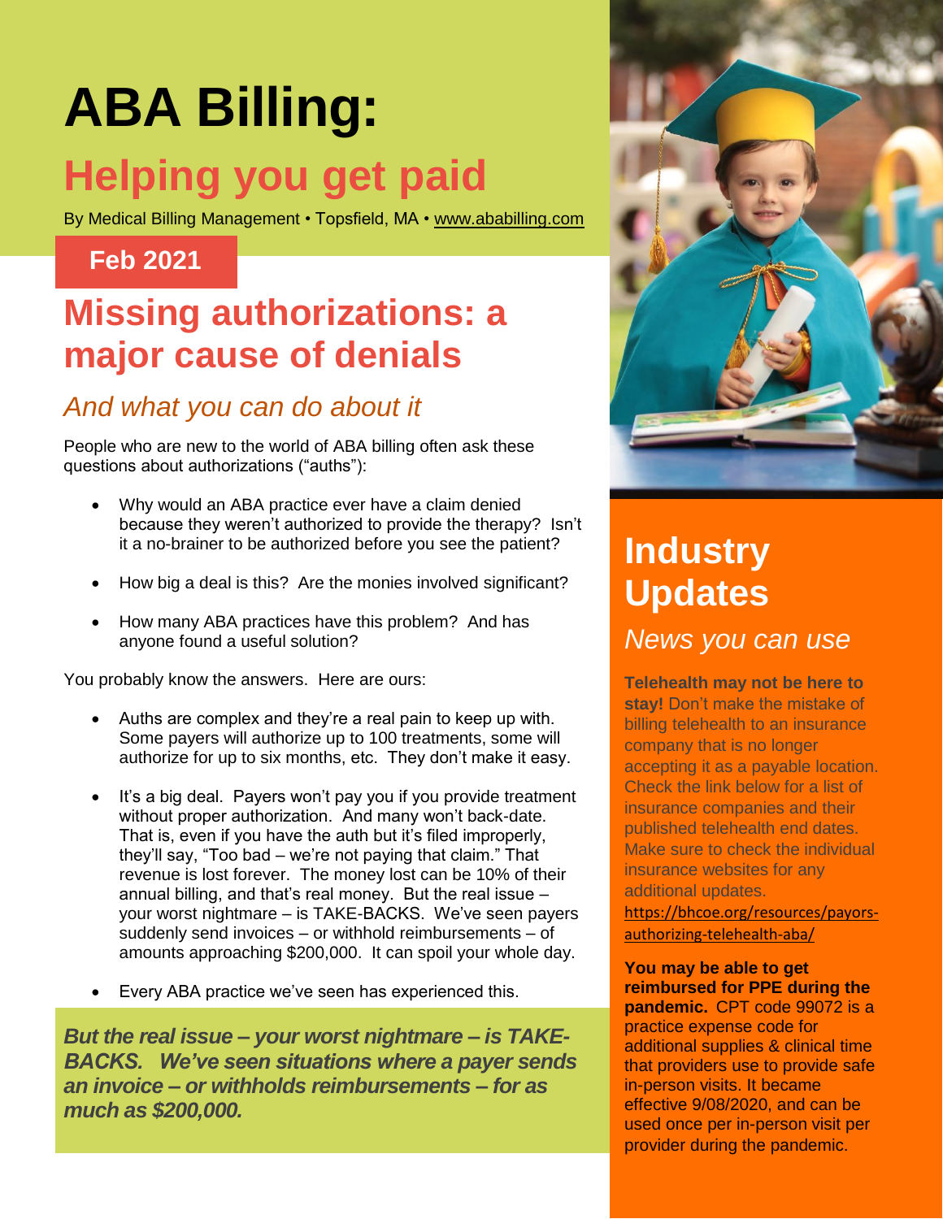# ABA Billing:

## Helping you get paid

By Medical Billing Management • Topsfield, MA • [www.ababilling.com](http://www.ababilling.com)

**Feb 2021**

## Missing authorizations: a major cause of denials

### *And what you can do about it*

People who are new to the world of ABA billing often ask these questions about authorizations ("auths"):

- Why would an ABA practice ever have a claim denied because they weren't authorized to provide the therapy? Isn't it a no-brainer to be authorized before you see the patient?
- How big a deal is this? Are the monies involved significant?
- How many ABA practices have this problem? And has anyone found a useful solution?

You probably know the answers. Here are ours:

- Auths are complex and they're a real pain to keep up with. Some payers will authorize up to 100 treatments, some will authorize for up to six months, etc. They don't make it easy.
- It's a big deal. Payers won't pay you if you provide treatment without proper authorization. And many won't back-date. That is, even if you have the auth but it's filed improperly, they'll say, "Too bad – we're not paying that claim." That revenue is lost forever. The money lost can be 10% of their annual billing, and that's real money. But the real issue – your worst nightmare – is TAKE-BACKS. We've seen payers suddenly send invoices – or withhold reimbursements – of amounts approaching $200,000. It can spoil your whole day.
- Every ABA practice we've seen has experienced this.

***But the real issue – your worst nightmare – is TAKE-BACKS. We've seen situations where a payer sends an invoice – or withholds reimbursements – for as much as $200,000.***

## Industry Updates

### *News you can use*

**Telehealth may not be here to stay!** Don't make the mistake of billing telehealth to an insurance company that is no longer accepting it as a payable location. Check the link below for a list of insurance companies and their published telehealth end dates. Make sure to check the individual insurance websites for any additional updates.
[https://bhcoe.org/resources/payors-authorizing-telehealth-aba/](https://bhcoe.org/resources/payors-authorizing-telehealth-aba/)

**You may be able to get reimbursed for PPE during the pandemic.** CPT code 99072 is a practice expense code for additional supplies & clinical time that providers use to provide safe in-person visits. It became effective 9/08/2020, and can be used once per in-person visit per provider during the pandemic.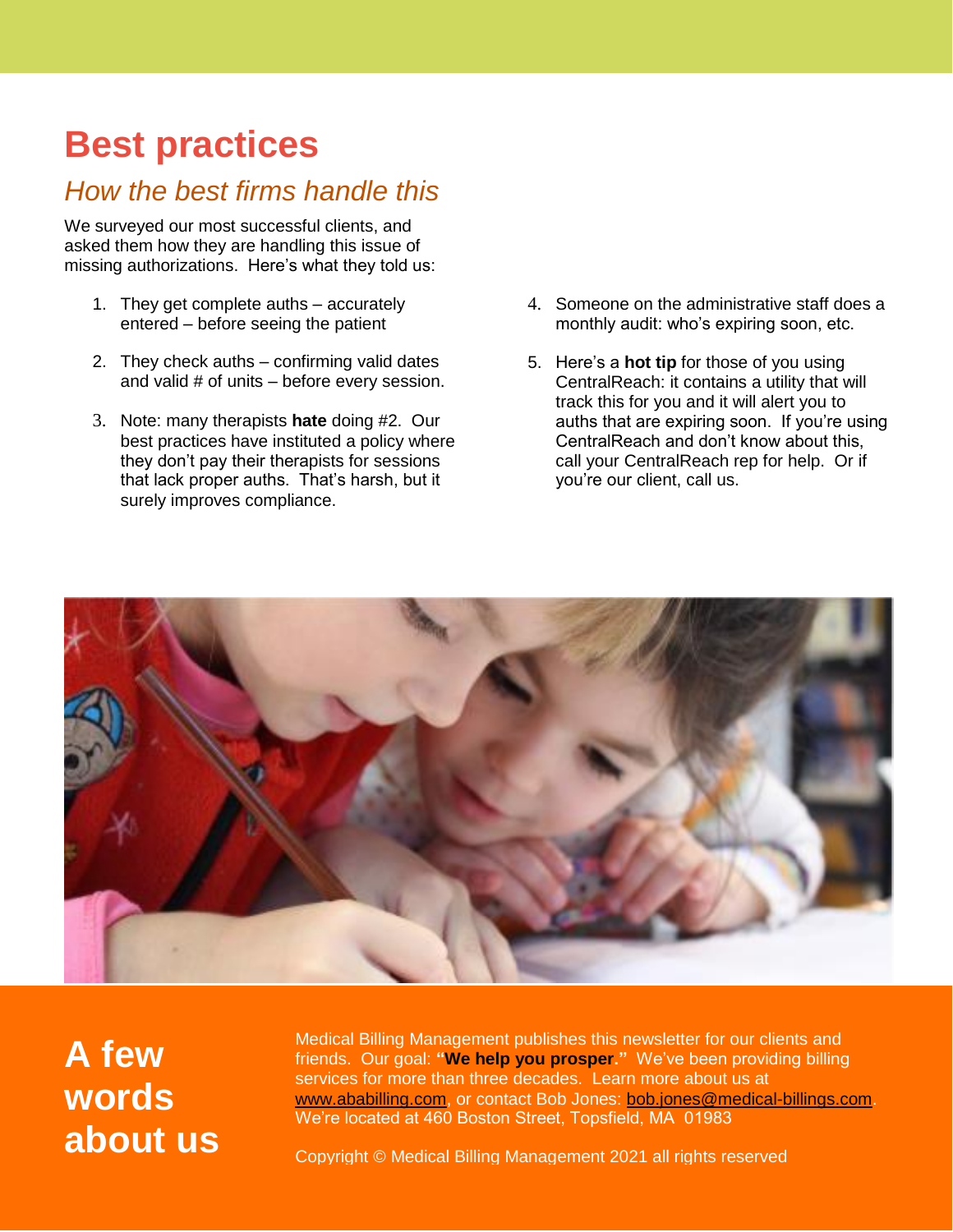# Best practices

## *How the best firms handle this*

We surveyed our most successful clients, and asked them how they are handling this issue of missing authorizations. Here's what they told us:

1. They get complete auths – accurately entered – before seeing the patient
2. They check auths – confirming valid dates and valid # of units – before every session.
3. Note: many therapists **hate** doing #2. Our best practices have instituted a policy where they don't pay their therapists for sessions that lack proper auths. That's harsh, but it surely improves compliance.
4. Someone on the administrative staff does a monthly audit: who's expiring soon, etc.
5. Here's a **hot tip** for those of you using CentralReach: it contains a utility that will track this for you and it will alert you to auths that are expiring soon. If you're using CentralReach and don't know about this, call your CentralReach rep for help. Or if you're our client, call us.

## A few words about us

Medical Billing Management publishes this newsletter for our clients and friends. Our goal: "**We help you prosper**." We've been providing billing services for more than three decades. Learn more about us at www.ababilling.com, or contact Bob Jones: bob.jones@medical-billings.com. We're located at 460 Boston Street, Topsfield, MA 01983

Copyright © Medical Billing Management 2021 all rights reserved